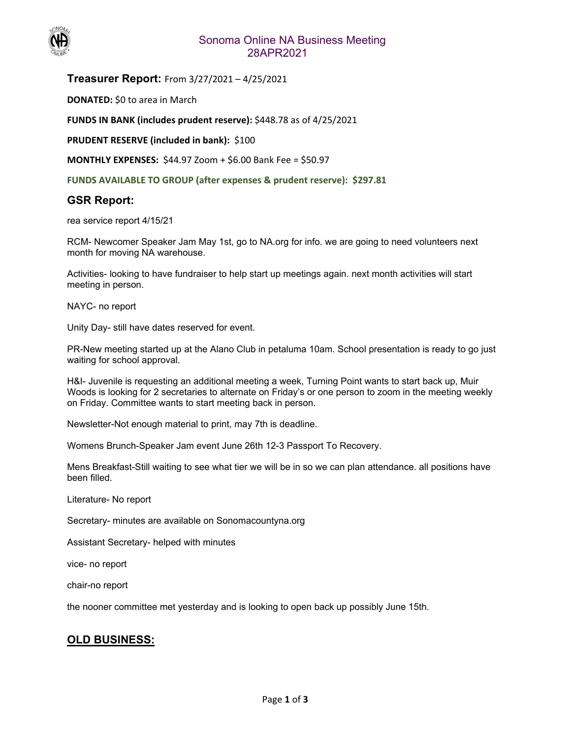# Sonoma Online NA Business Meeting
## 28APR2021

## Treasurer Report: From 3/27/2021 – 4/25/2021

**DONATED:** $0 to area in March

**FUNDS IN BANK (includes prudent reserve):** $448.78 as of 4/25/2021

**PRUDENT RESERVE (included in bank):** $100

**MONTHLY EXPENSES:** $44.97 Zoom + $6.00 Bank Fee = $50.97

**FUNDS AVAILABLE TO GROUP (after expenses & prudent reserve): $297.81**

## GSR Report:

rea service report 4/15/21

RCM- Newcomer Speaker Jam May 1st, go to NA.org for info. we are going to need volunteers next month for moving NA warehouse.

Activities- looking to have fundraiser to help start up meetings again. next month activities will start meeting in person.

NAYC- no report

Unity Day- still have dates reserved for event.

PR-New meeting started up at the Alano Club in petaluma 10am. School presentation is ready to go just waiting for school approval.

H&I- Juvenile is requesting an additional meeting a week, Turning Point wants to start back up, Muir Woods is looking for 2 secretaries to alternate on Friday's or one person to zoom in the meeting weekly on Friday. Committee wants to start meeting back in person.

Newsletter-Not enough material to print, may 7th is deadline.

Womens Brunch-Speaker Jam event June 26th 12-3 Passport To Recovery.

Mens Breakfast-Still waiting to see what tier we will be in so we can plan attendance. all positions have been filled.

Literature- No report

Secretary- minutes are available on Sonomacountyna.org

Assistant Secretary- helped with minutes

vice- no report

chair-no report

the nooner committee met yesterday and is looking to open back up possibly June 15th.

## OLD BUSINESS: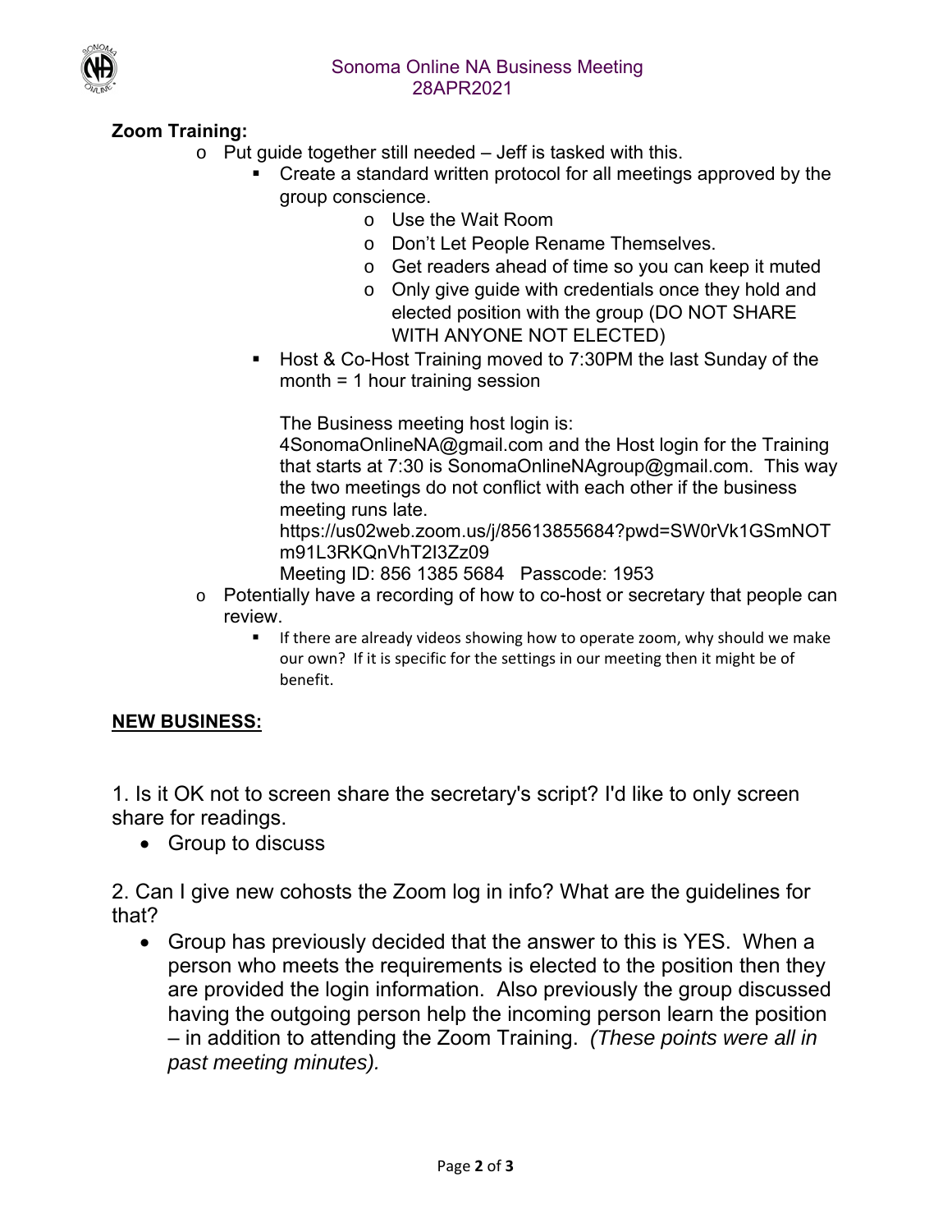**Zoom Training:**

- Put guide together still needed – Jeff is tasked with this.
    - Create a standard written protocol for all meetings approved by the group conscience.
        - Use the Wait Room
        - Don't Let People Rename Themselves.
        - Get readers ahead of time so you can keep it muted
        - Only give guide with credentials once they hold and elected position with the group (DO NOT SHARE WITH ANYONE NOT ELECTED)
    - Host & Co-Host Training moved to 7:30PM the last Sunday of the month = 1 hour training session

      The Business meeting host login is: 4SonomaOnlineNA@gmail.com and the Host login for the Training that starts at 7:30 is SonomaOnlineNAgroup@gmail.com. This way the two meetings do not conflict with each other if the business meeting runs late.
      https://us02web.zoom.us/j/85613855684?pwd=SW0rVk1GSmNOTm91L3RKQnVhT2I3Zz09
      Meeting ID: 856 1385 5684 Passcode: 1953
- Potentially have a recording of how to co-host or secretary that people can review.
    - If there are already videos showing how to operate zoom, why should we make our own? If it is specific for the settings in our meeting then it might be of benefit.

**NEW BUSINESS:**

1. Is it OK not to screen share the secretary's script? I'd like to only screen share for readings.
    - Group to discuss

2. Can I give new cohosts the Zoom log in info? What are the guidelines for that?
    - Group has previously decided that the answer to this is YES. When a person who meets the requirements is elected to the position then they are provided the login information. Also previously the group discussed having the outgoing person help the incoming person learn the position – in addition to attending the Zoom Training. *(These points were all in past meeting minutes).*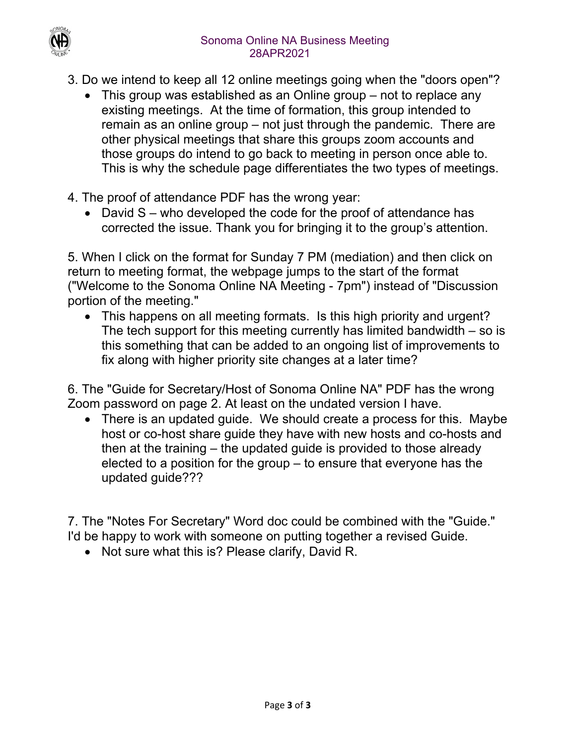3. Do we intend to keep all 12 online meetings going when the "doors open"?
   - This group was established as an Online group – not to replace any existing meetings. At the time of formation, this group intended to remain as an online group – not just through the pandemic. There are other physical meetings that share this groups zoom accounts and those groups do intend to go back to meeting in person once able to. This is why the schedule page differentiates the two types of meetings.

4. The proof of attendance PDF has the wrong year:
   - David S – who developed the code for the proof of attendance has corrected the issue. Thank you for bringing it to the group's attention.

5. When I click on the format for Sunday 7 PM (mediation) and then click on return to meeting format, the webpage jumps to the start of the format ("Welcome to the Sonoma Online NA Meeting - 7pm") instead of "Discussion portion of the meeting."
   - This happens on all meeting formats. Is this high priority and urgent? The tech support for this meeting currently has limited bandwidth – so is this something that can be added to an ongoing list of improvements to fix along with higher priority site changes at a later time?

6. The "Guide for Secretary/Host of Sonoma Online NA" PDF has the wrong Zoom password on page 2. At least on the undated version I have.
   - There is an updated guide. We should create a process for this. Maybe host or co-host share guide they have with new hosts and co-hosts and then at the training – the updated guide is provided to those already elected to a position for the group – to ensure that everyone has the updated guide???

7. The "Notes For Secretary" Word doc could be combined with the "Guide." I'd be happy to work with someone on putting together a revised Guide.
   - Not sure what this is? Please clarify, David R.